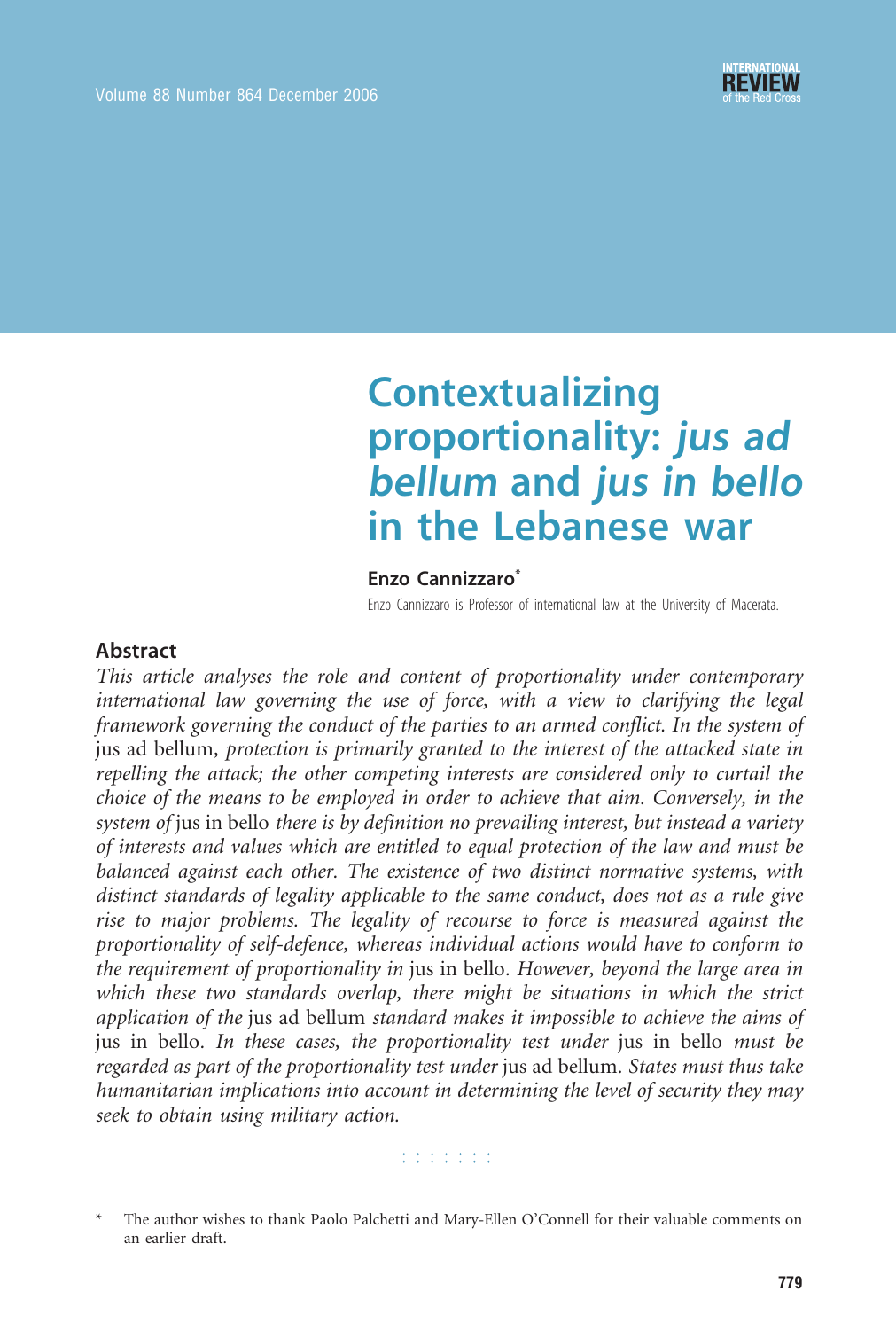# Contextualizing proportionality: *jus ad bellum* and *jus in bello* in the Lebanese war

**Enzo Cannizzaro***

Enzo Cannizzaro is Professor of international law at the University of Macerata.

## Abstract

*This article analyses the role and content of proportionality under contemporary international law governing the use of force, with a view to clarifying the legal framework governing the conduct of the parties to an armed conflict. In the system of* jus ad bellum, *protection is primarily granted to the interest of the attacked state in repelling the attack; the other competing interests are considered only to curtail the choice of the means to be employed in order to achieve that aim. Conversely, in the system of* jus in bello *there is by definition no prevailing interest, but instead a variety of interests and values which are entitled to equal protection of the law and must be balanced against each other. The existence of two distinct normative systems, with distinct standards of legality applicable to the same conduct, does not as a rule give rise to major problems. The legality of recourse to force is measured against the proportionality of self-defence, whereas individual actions would have to conform to the requirement of proportionality in* jus in bello. *However, beyond the large area in which these two standards overlap, there might be situations in which the strict application of the* jus ad bellum *standard makes it impossible to achieve the aims of* jus in bello. *In these cases, the proportionality test under* jus in bello *must be regarded as part of the proportionality test under* jus ad bellum. *States must thus take humanitarian implications into account in determining the level of security they may seek to obtain using military action.*

\* The author wishes to thank Paolo Palchetti and Mary-Ellen O'Connell for their valuable comments on an earlier draft.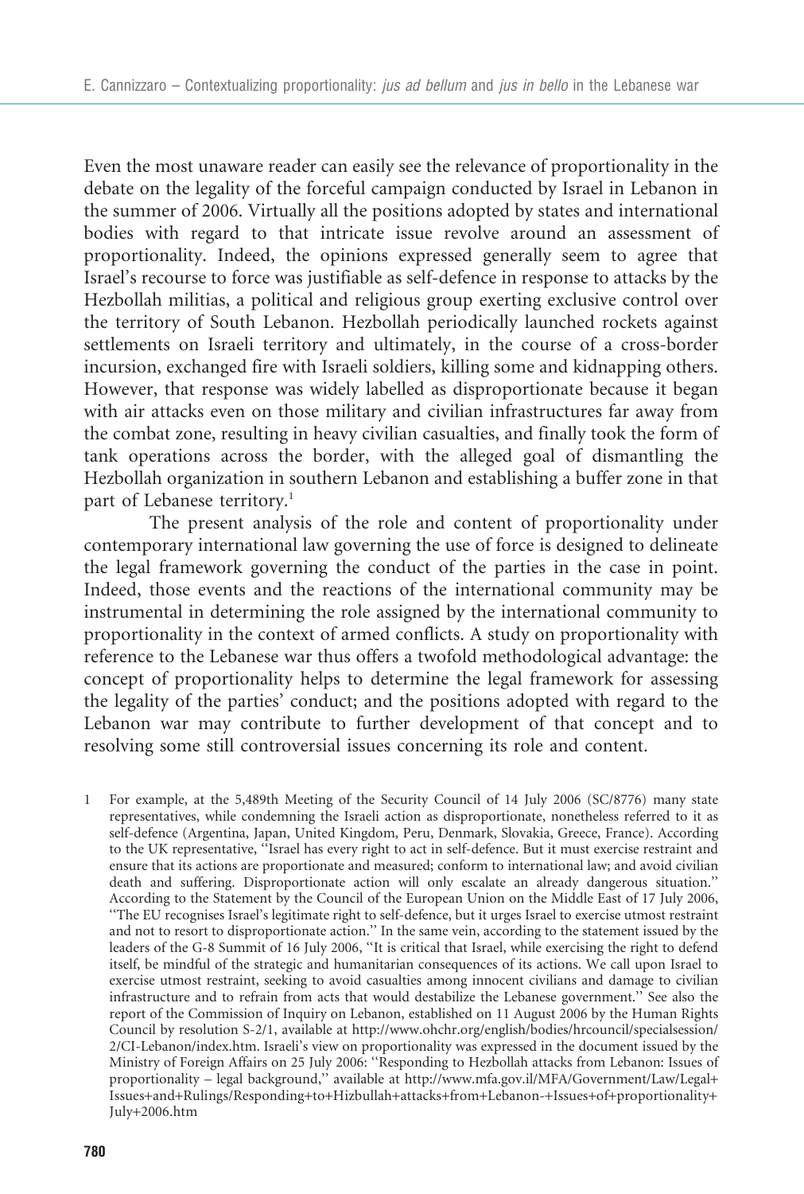Even the most unaware reader can easily see the relevance of proportionality in the debate on the legality of the forceful campaign conducted by Israel in Lebanon in the summer of 2006. Virtually all the positions adopted by states and international bodies with regard to that intricate issue revolve around an assessment of proportionality. Indeed, the opinions expressed generally seem to agree that Israel's recourse to force was justifiable as self-defence in response to attacks by the Hezbollah militias, a political and religious group exerting exclusive control over the territory of South Lebanon. Hezbollah periodically launched rockets against settlements on Israeli territory and ultimately, in the course of a cross-border incursion, exchanged fire with Israeli soldiers, killing some and kidnapping others. However, that response was widely labelled as disproportionate because it began with air attacks even on those military and civilian infrastructures far away from the combat zone, resulting in heavy civilian casualties, and finally took the form of tank operations across the border, with the alleged goal of dismantling the Hezbollah organization in southern Lebanon and establishing a buffer zone in that part of Lebanese territory.[1]

The present analysis of the role and content of proportionality under contemporary international law governing the use of force is designed to delineate the legal framework governing the conduct of the parties in the case in point. Indeed, those events and the reactions of the international community may be instrumental in determining the role assigned by the international community to proportionality in the context of armed conflicts. A study on proportionality with reference to the Lebanese war thus offers a twofold methodological advantage: the concept of proportionality helps to determine the legal framework for assessing the legality of the parties' conduct; and the positions adopted with regard to the Lebanon war may contribute to further development of that concept and to resolving some still controversial issues concerning its role and content.

1 For example, at the 5,489th Meeting of the Security Council of 14 July 2006 (SC/8776) many state representatives, while condemning the Israeli action as disproportionate, nonetheless referred to it as self-defence (Argentina, Japan, United Kingdom, Peru, Denmark, Slovakia, Greece, France). According to the UK representative, "Israel has every right to act in self-defence. But it must exercise restraint and ensure that its actions are proportionate and measured; conform to international law; and avoid civilian death and suffering. Disproportionate action will only escalate an already dangerous situation." According to the Statement by the Council of the European Union on the Middle East of 17 July 2006, "The EU recognises Israel's legitimate right to self-defence, but it urges Israel to exercise utmost restraint and not to resort to disproportionate action." In the same vein, according to the statement issued by the leaders of the G-8 Summit of 16 July 2006, "It is critical that Israel, while exercising the right to defend itself, be mindful of the strategic and humanitarian consequences of its actions. We call upon Israel to exercise utmost restraint, seeking to avoid casualties among innocent civilians and damage to civilian infrastructure and to refrain from acts that would destabilize the Lebanese government." See also the report of the Commission of Inquiry on Lebanon, established on 11 August 2006 by the Human Rights Council by resolution S-2/1, available at http://www.ohchr.org/english/bodies/hrcouncil/specialsession/2/CI-Lebanon/index.htm. Israeli's view on proportionality was expressed in the document issued by the Ministry of Foreign Affairs on 25 July 2006: "Responding to Hezbollah attacks from Lebanon: Issues of proportionality – legal background," available at http://www.mfa.gov.il/MFA/Government/Law/Legal+Issues+and+Rulings/Responding+to+Hizbullah+attacks+from+Lebanon-+Issues+of+proportionality+July+2006.htm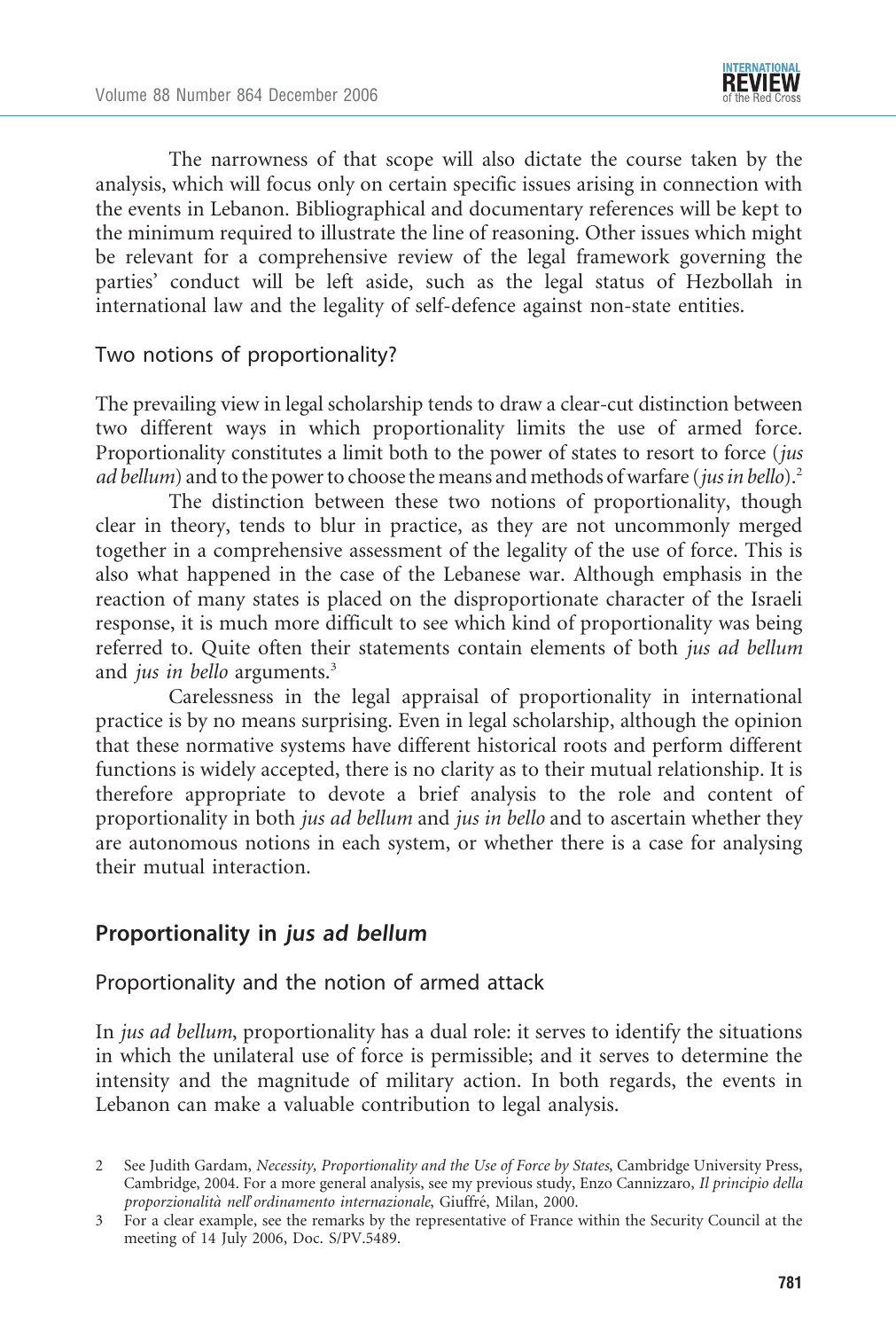The narrowness of that scope will also dictate the course taken by the analysis, which will focus only on certain specific issues arising in connection with the events in Lebanon. Bibliographical and documentary references will be kept to the minimum required to illustrate the line of reasoning. Other issues which might be relevant for a comprehensive review of the legal framework governing the parties' conduct will be left aside, such as the legal status of Hezbollah in international law and the legality of self-defence against non-state entities.

### Two notions of proportionality?

The prevailing view in legal scholarship tends to draw a clear-cut distinction between two different ways in which proportionality limits the use of armed force. Proportionality constitutes a limit both to the power of states to resort to force (*jus ad bellum*) and to the power to choose the means and methods of warfare (*jus in bello*).[2]

The distinction between these two notions of proportionality, though clear in theory, tends to blur in practice, as they are not uncommonly merged together in a comprehensive assessment of the legality of the use of force. This is also what happened in the case of the Lebanese war. Although emphasis in the reaction of many states is placed on the disproportionate character of the Israeli response, it is much more difficult to see which kind of proportionality was being referred to. Quite often their statements contain elements of both *jus ad bellum* and *jus in bello* arguments.[3]

Carelessness in the legal appraisal of proportionality in international practice is by no means surprising. Even in legal scholarship, although the opinion that these normative systems have different historical roots and perform different functions is widely accepted, there is no clarity as to their mutual relationship. It is therefore appropriate to devote a brief analysis to the role and content of proportionality in both *jus ad bellum* and *jus in bello* and to ascertain whether they are autonomous notions in each system, or whether there is a case for analysing their mutual interaction.

## Proportionality in *jus ad bellum*

### Proportionality and the notion of armed attack

In *jus ad bellum*, proportionality has a dual role: it serves to identify the situations in which the unilateral use of force is permissible; and it serves to determine the intensity and the magnitude of military action. In both regards, the events in Lebanon can make a valuable contribution to legal analysis.

2 See Judith Gardam, *Necessity, Proportionality and the Use of Force by States*, Cambridge University Press, Cambridge, 2004. For a more general analysis, see my previous study, Enzo Cannizzaro, *Il principio della proporzionalità nell'ordinamento internazionale*, Giuffré, Milan, 2000.

3 For a clear example, see the remarks by the representative of France within the Security Council at the meeting of 14 July 2006, Doc. S/PV.5489.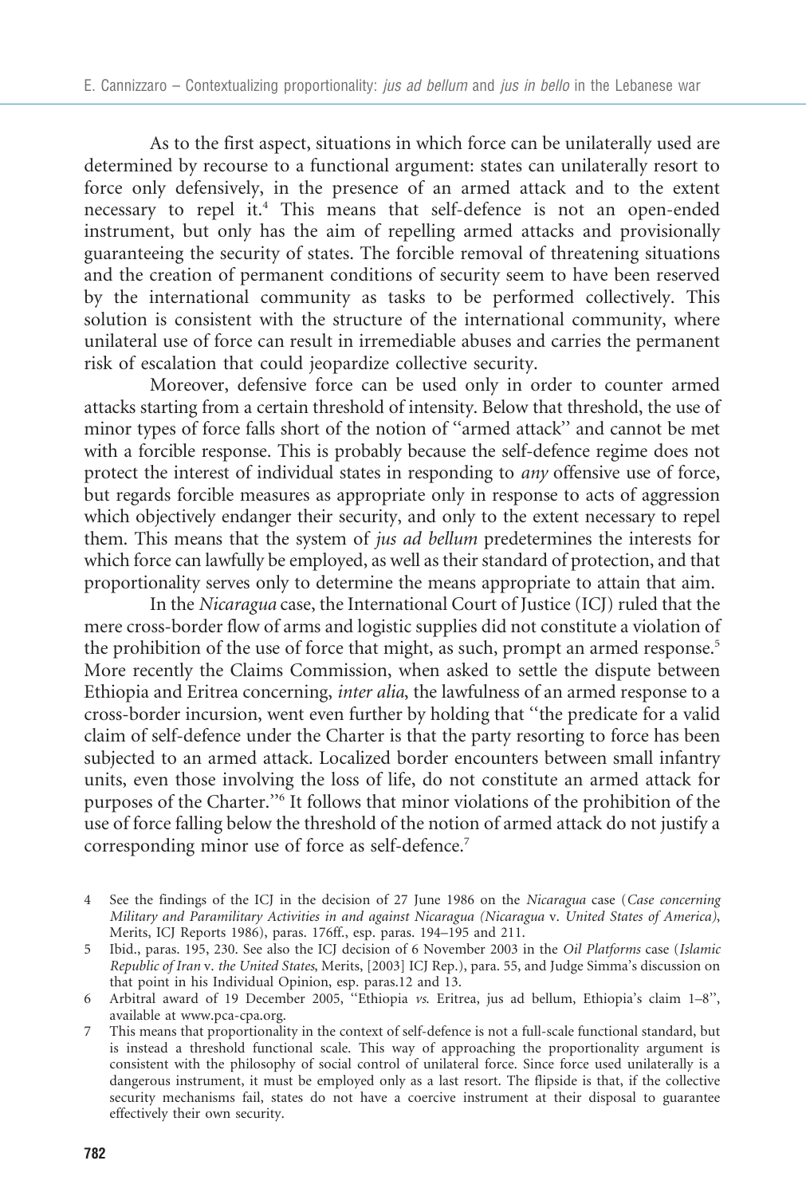As to the first aspect, situations in which force can be unilaterally used are determined by recourse to a functional argument: states can unilaterally resort to force only defensively, in the presence of an armed attack and to the extent necessary to repel it.[4] This means that self-defence is not an open-ended instrument, but only has the aim of repelling armed attacks and provisionally guaranteeing the security of states. The forcible removal of threatening situations and the creation of permanent conditions of security seem to have been reserved by the international community as tasks to be performed collectively. This solution is consistent with the structure of the international community, where unilateral use of force can result in irremediable abuses and carries the permanent risk of escalation that could jeopardize collective security.

Moreover, defensive force can be used only in order to counter armed attacks starting from a certain threshold of intensity. Below that threshold, the use of minor types of force falls short of the notion of "armed attack" and cannot be met with a forcible response. This is probably because the self-defence regime does not protect the interest of individual states in responding to *any* offensive use of force, but regards forcible measures as appropriate only in response to acts of aggression which objectively endanger their security, and only to the extent necessary to repel them. This means that the system of *jus ad bellum* predetermines the interests for which force can lawfully be employed, as well as their standard of protection, and that proportionality serves only to determine the means appropriate to attain that aim.

In the *Nicaragua* case, the International Court of Justice (ICJ) ruled that the mere cross-border flow of arms and logistic supplies did not constitute a violation of the prohibition of the use of force that might, as such, prompt an armed response.[5] More recently the Claims Commission, when asked to settle the dispute between Ethiopia and Eritrea concerning, *inter alia*, the lawfulness of an armed response to a cross-border incursion, went even further by holding that "the predicate for a valid claim of self-defence under the Charter is that the party resorting to force has been subjected to an armed attack. Localized border encounters between small infantry units, even those involving the loss of life, do not constitute an armed attack for purposes of the Charter."[6] It follows that minor violations of the prohibition of the use of force falling below the threshold of the notion of armed attack do not justify a corresponding minor use of force as self-defence.[7]

4 See the findings of the ICJ in the decision of 27 June 1986 on the *Nicaragua* case (*Case concerning Military and Paramilitary Activities in and against Nicaragua (Nicaragua* v. *United States of America)*, Merits, ICJ Reports 1986), paras. 176ff., esp. paras. 194–195 and 211.

5 Ibid., paras. 195, 230. See also the ICJ decision of 6 November 2003 in the *Oil Platforms* case (*Islamic Republic of Iran* v. *the United States*, Merits, [2003] ICJ Rep.), para. 55, and Judge Simma's discussion on that point in his Individual Opinion, esp. paras.12 and 13.

6 Arbitral award of 19 December 2005, "Ethiopia *vs.* Eritrea, jus ad bellum, Ethiopia's claim 1–8", available at www.pca-cpa.org.

7 This means that proportionality in the context of self-defence is not a full-scale functional standard, but is instead a threshold functional scale. This way of approaching the proportionality argument is consistent with the philosophy of social control of unilateral force. Since force used unilaterally is a dangerous instrument, it must be employed only as a last resort. The flipside is that, if the collective security mechanisms fail, states do not have a coercive instrument at their disposal to guarantee effectively their own security.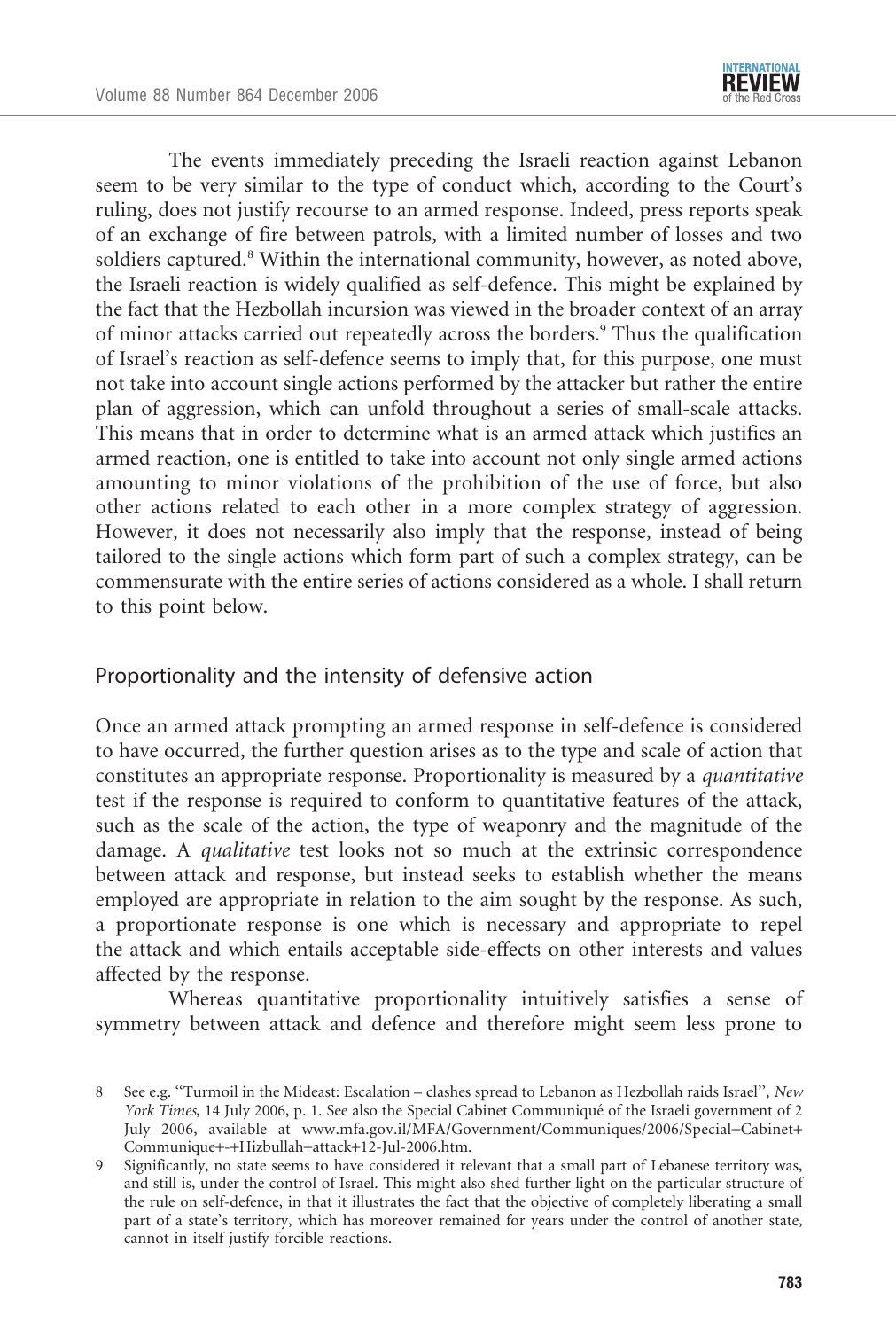The events immediately preceding the Israeli reaction against Lebanon seem to be very similar to the type of conduct which, according to the Court's ruling, does not justify recourse to an armed response. Indeed, press reports speak of an exchange of fire between patrols, with a limited number of losses and two soldiers captured.[8] Within the international community, however, as noted above, the Israeli reaction is widely qualified as self-defence. This might be explained by the fact that the Hezbollah incursion was viewed in the broader context of an array of minor attacks carried out repeatedly across the borders.[9] Thus the qualification of Israel's reaction as self-defence seems to imply that, for this purpose, one must not take into account single actions performed by the attacker but rather the entire plan of aggression, which can unfold throughout a series of small-scale attacks. This means that in order to determine what is an armed attack which justifies an armed reaction, one is entitled to take into account not only single armed actions amounting to minor violations of the prohibition of the use of force, but also other actions related to each other in a more complex strategy of aggression. However, it does not necessarily also imply that the response, instead of being tailored to the single actions which form part of such a complex strategy, can be commensurate with the entire series of actions considered as a whole. I shall return to this point below.

## Proportionality and the intensity of defensive action

Once an armed attack prompting an armed response in self-defence is considered to have occurred, the further question arises as to the type and scale of action that constitutes an appropriate response. Proportionality is measured by a *quantitative* test if the response is required to conform to quantitative features of the attack, such as the scale of the action, the type of weaponry and the magnitude of the damage. A *qualitative* test looks not so much at the extrinsic correspondence between attack and response, but instead seeks to establish whether the means employed are appropriate in relation to the aim sought by the response. As such, a proportionate response is one which is necessary and appropriate to repel the attack and which entails acceptable side-effects on other interests and values affected by the response.

Whereas quantitative proportionality intuitively satisfies a sense of symmetry between attack and defence and therefore might seem less prone to

8 See e.g. "Turmoil in the Mideast: Escalation – clashes spread to Lebanon as Hezbollah raids Israel", *New York Times*, 14 July 2006, p. 1. See also the Special Cabinet Communiqué of the Israeli government of 2 July 2006, available at www.mfa.gov.il/MFA/Government/Communiques/2006/Special+Cabinet+Communique+-+Hizbullah+attack+12-Jul-2006.htm.

9 Significantly, no state seems to have considered it relevant that a small part of Lebanese territory was, and still is, under the control of Israel. This might also shed further light on the particular structure of the rule on self-defence, in that it illustrates the fact that the objective of completely liberating a small part of a state's territory, which has moreover remained for years under the control of another state, cannot in itself justify forcible reactions.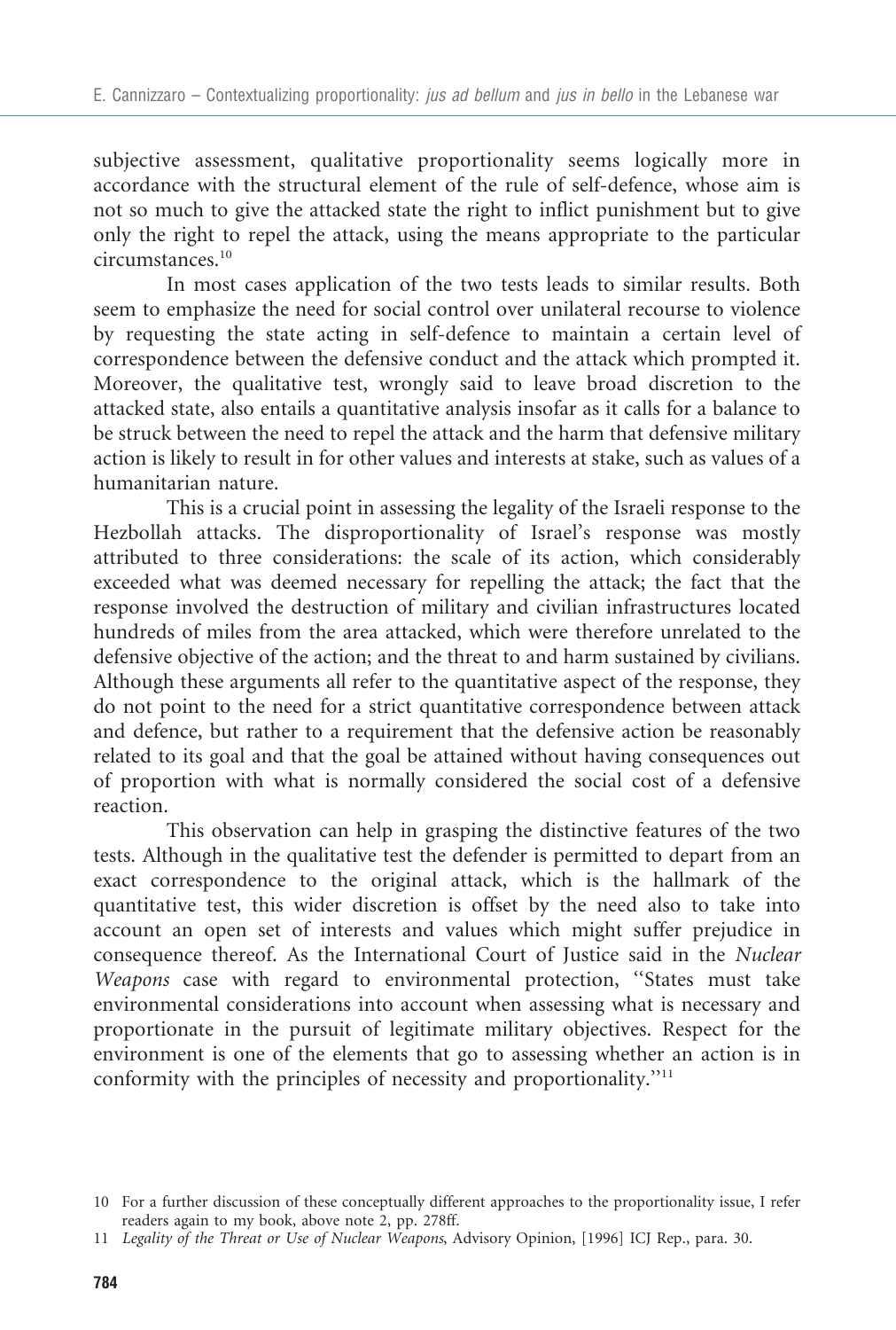subjective assessment, qualitative proportionality seems logically more in accordance with the structural element of the rule of self-defence, whose aim is not so much to give the attacked state the right to inflict punishment but to give only the right to repel the attack, using the means appropriate to the particular circumstances.[10]

In most cases application of the two tests leads to similar results. Both seem to emphasize the need for social control over unilateral recourse to violence by requesting the state acting in self-defence to maintain a certain level of correspondence between the defensive conduct and the attack which prompted it. Moreover, the qualitative test, wrongly said to leave broad discretion to the attacked state, also entails a quantitative analysis insofar as it calls for a balance to be struck between the need to repel the attack and the harm that defensive military action is likely to result in for other values and interests at stake, such as values of a humanitarian nature.

This is a crucial point in assessing the legality of the Israeli response to the Hezbollah attacks. The disproportionality of Israel's response was mostly attributed to three considerations: the scale of its action, which considerably exceeded what was deemed necessary for repelling the attack; the fact that the response involved the destruction of military and civilian infrastructures located hundreds of miles from the area attacked, which were therefore unrelated to the defensive objective of the action; and the threat to and harm sustained by civilians. Although these arguments all refer to the quantitative aspect of the response, they do not point to the need for a strict quantitative correspondence between attack and defence, but rather to a requirement that the defensive action be reasonably related to its goal and that the goal be attained without having consequences out of proportion with what is normally considered the social cost of a defensive reaction.

This observation can help in grasping the distinctive features of the two tests. Although in the qualitative test the defender is permitted to depart from an exact correspondence to the original attack, which is the hallmark of the quantitative test, this wider discretion is offset by the need also to take into account an open set of interests and values which might suffer prejudice in consequence thereof. As the International Court of Justice said in the *Nuclear Weapons* case with regard to environmental protection, "States must take environmental considerations into account when assessing what is necessary and proportionate in the pursuit of legitimate military objectives. Respect for the environment is one of the elements that go to assessing whether an action is in conformity with the principles of necessity and proportionality."[11]

10 For a further discussion of these conceptually different approaches to the proportionality issue, I refer readers again to my book, above note 2, pp. 278ff.

11 *Legality of the Threat or Use of Nuclear Weapons*, Advisory Opinion, [1996] ICJ Rep., para. 30.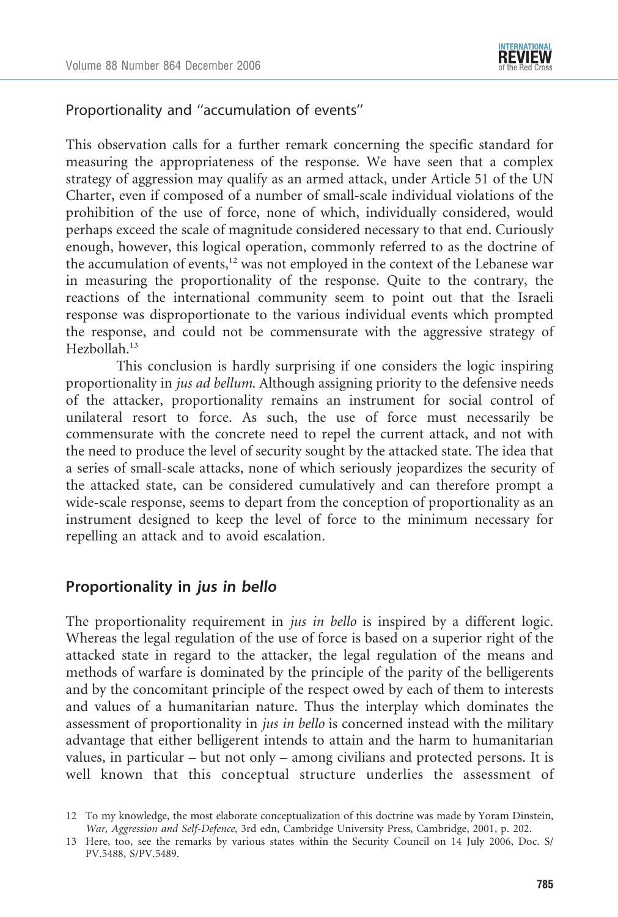## Proportionality and "accumulation of events"

This observation calls for a further remark concerning the specific standard for measuring the appropriateness of the response. We have seen that a complex strategy of aggression may qualify as an armed attack, under Article 51 of the UN Charter, even if composed of a number of small-scale individual violations of the prohibition of the use of force, none of which, individually considered, would perhaps exceed the scale of magnitude considered necessary to that end. Curiously enough, however, this logical operation, commonly referred to as the doctrine of the accumulation of events,[12] was not employed in the context of the Lebanese war in measuring the proportionality of the response. Quite to the contrary, the reactions of the international community seem to point out that the Israeli response was disproportionate to the various individual events which prompted the response, and could not be commensurate with the aggressive strategy of Hezbollah.[13]

This conclusion is hardly surprising if one considers the logic inspiring proportionality in *jus ad bellum*. Although assigning priority to the defensive needs of the attacker, proportionality remains an instrument for social control of unilateral resort to force. As such, the use of force must necessarily be commensurate with the concrete need to repel the current attack, and not with the need to produce the level of security sought by the attacked state. The idea that a series of small-scale attacks, none of which seriously jeopardizes the security of the attacked state, can be considered cumulatively and can therefore prompt a wide-scale response, seems to depart from the conception of proportionality as an instrument designed to keep the level of force to the minimum necessary for repelling an attack and to avoid escalation.

## Proportionality in *jus in bello*

The proportionality requirement in *jus in bello* is inspired by a different logic. Whereas the legal regulation of the use of force is based on a superior right of the attacked state in regard to the attacker, the legal regulation of the means and methods of warfare is dominated by the principle of the parity of the belligerents and by the concomitant principle of the respect owed by each of them to interests and values of a humanitarian nature. Thus the interplay which dominates the assessment of proportionality in *jus in bello* is concerned instead with the military advantage that either belligerent intends to attain and the harm to humanitarian values, in particular – but not only – among civilians and protected persons. It is well known that this conceptual structure underlies the assessment of

12 To my knowledge, the most elaborate conceptualization of this doctrine was made by Yoram Dinstein, *War, Aggression and Self-Defence*, 3rd edn, Cambridge University Press, Cambridge, 2001, p. 202.

13 Here, too, see the remarks by various states within the Security Council on 14 July 2006, Doc. S/PV.5488, S/PV.5489.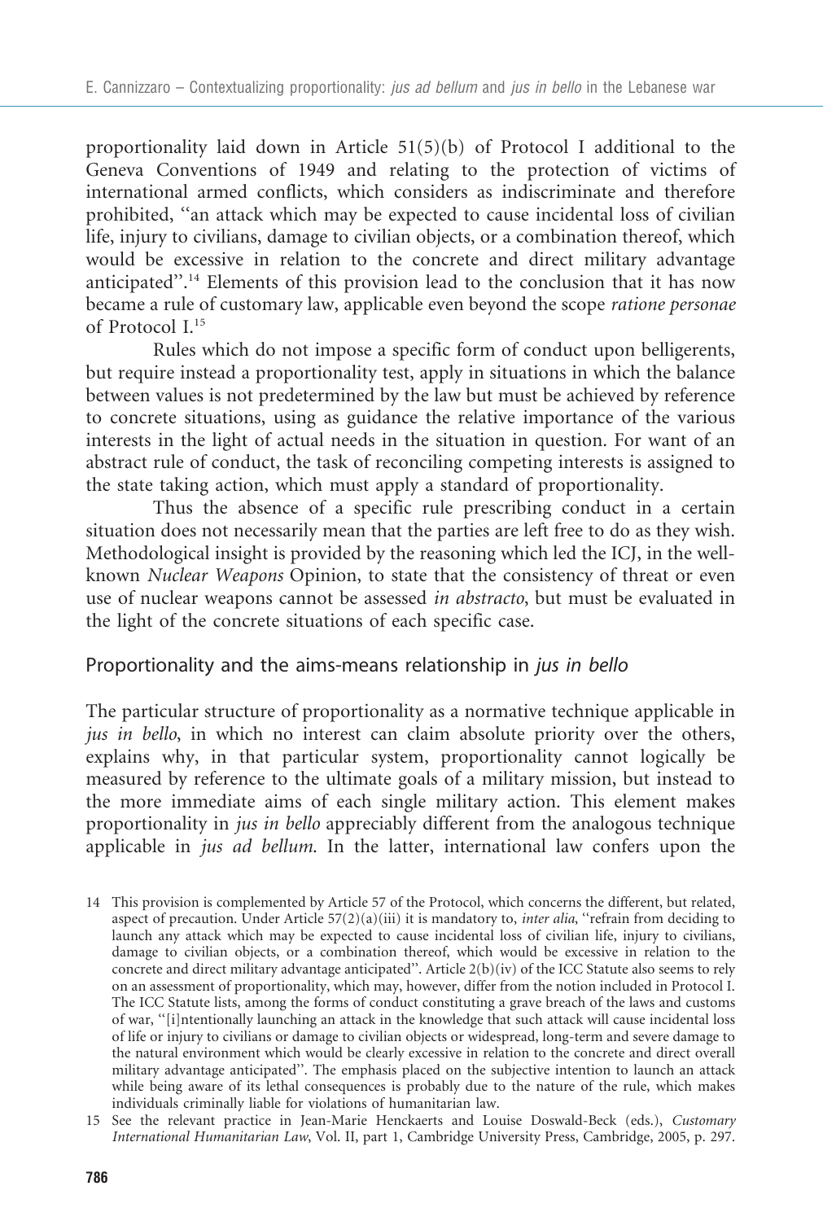proportionality laid down in Article 51(5)(b) of Protocol I additional to the Geneva Conventions of 1949 and relating to the protection of victims of international armed conflicts, which considers as indiscriminate and therefore prohibited, ''an attack which may be expected to cause incidental loss of civilian life, injury to civilians, damage to civilian objects, or a combination thereof, which would be excessive in relation to the concrete and direct military advantage anticipated''.[14] Elements of this provision lead to the conclusion that it has now became a rule of customary law, applicable even beyond the scope *ratione personae* of Protocol I.[15]

Rules which do not impose a specific form of conduct upon belligerents, but require instead a proportionality test, apply in situations in which the balance between values is not predetermined by the law but must be achieved by reference to concrete situations, using as guidance the relative importance of the various interests in the light of actual needs in the situation in question. For want of an abstract rule of conduct, the task of reconciling competing interests is assigned to the state taking action, which must apply a standard of proportionality.

Thus the absence of a specific rule prescribing conduct in a certain situation does not necessarily mean that the parties are left free to do as they wish. Methodological insight is provided by the reasoning which led the ICJ, in the well-known *Nuclear Weapons* Opinion, to state that the consistency of threat or even use of nuclear weapons cannot be assessed *in abstracto*, but must be evaluated in the light of the concrete situations of each specific case.

## Proportionality and the aims-means relationship in *jus in bello*

The particular structure of proportionality as a normative technique applicable in *jus in bello*, in which no interest can claim absolute priority over the others, explains why, in that particular system, proportionality cannot logically be measured by reference to the ultimate goals of a military mission, but instead to the more immediate aims of each single military action. This element makes proportionality in *jus in bello* appreciably different from the analogous technique applicable in *jus ad bellum*. In the latter, international law confers upon the

14 This provision is complemented by Article 57 of the Protocol, which concerns the different, but related, aspect of precaution. Under Article 57(2)(a)(iii) it is mandatory to, *inter alia*, ''refrain from deciding to launch any attack which may be expected to cause incidental loss of civilian life, injury to civilians, damage to civilian objects, or a combination thereof, which would be excessive in relation to the concrete and direct military advantage anticipated''. Article 2(b)(iv) of the ICC Statute also seems to rely on an assessment of proportionality, which may, however, differ from the notion included in Protocol I. The ICC Statute lists, among the forms of conduct constituting a grave breach of the laws and customs of war, ''[i]ntentionally launching an attack in the knowledge that such attack will cause incidental loss of life or injury to civilians or damage to civilian objects or widespread, long-term and severe damage to the natural environment which would be clearly excessive in relation to the concrete and direct overall military advantage anticipated''. The emphasis placed on the subjective intention to launch an attack while being aware of its lethal consequences is probably due to the nature of the rule, which makes individuals criminally liable for violations of humanitarian law.

15 See the relevant practice in Jean-Marie Henckaerts and Louise Doswald-Beck (eds.), *Customary International Humanitarian Law*, Vol. II, part 1, Cambridge University Press, Cambridge, 2005, p. 297.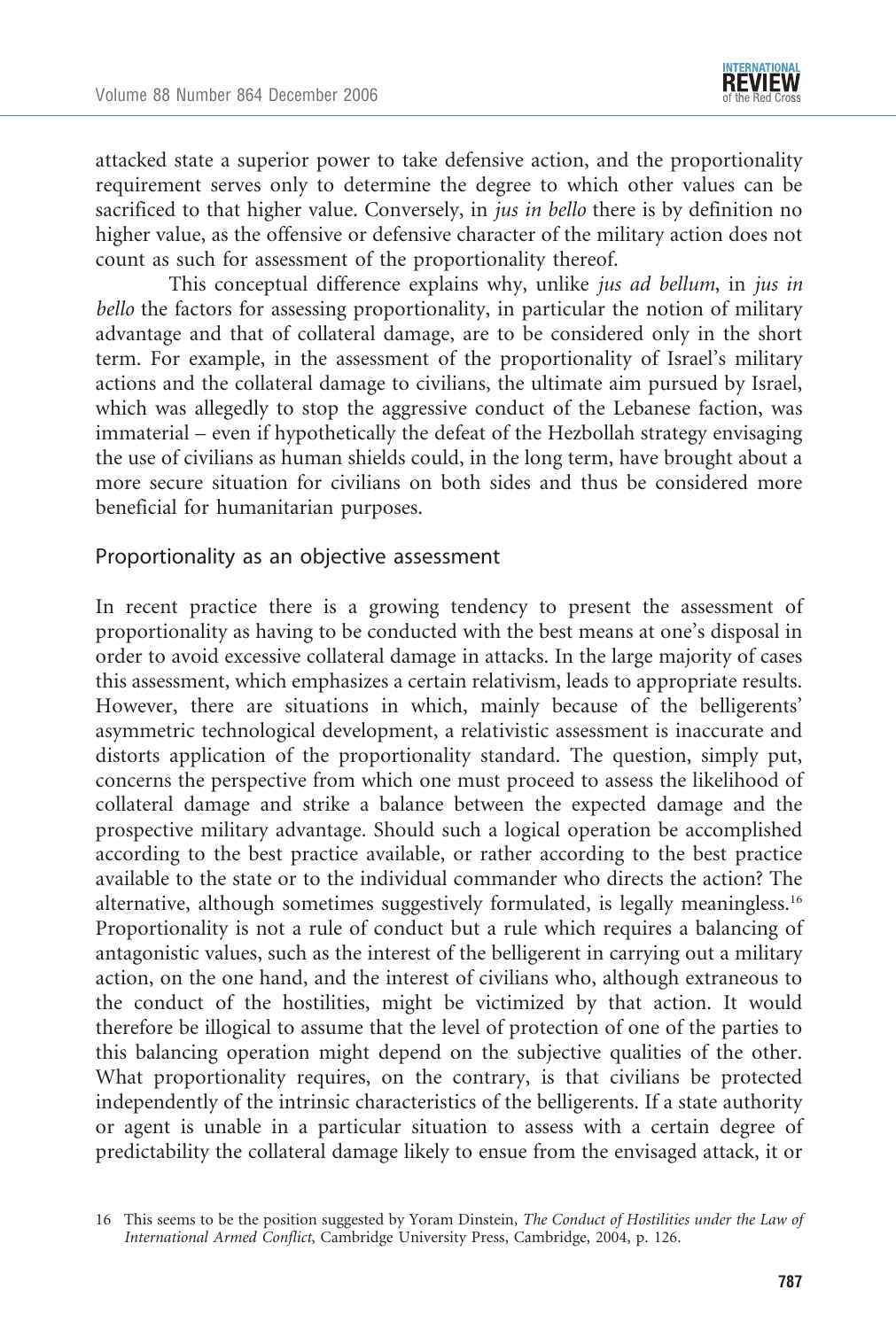attacked state a superior power to take defensive action, and the proportionality requirement serves only to determine the degree to which other values can be sacrificed to that higher value. Conversely, in *jus in bello* there is by definition no higher value, as the offensive or defensive character of the military action does not count as such for assessment of the proportionality thereof.

This conceptual difference explains why, unlike *jus ad bellum*, in *jus in bello* the factors for assessing proportionality, in particular the notion of military advantage and that of collateral damage, are to be considered only in the short term. For example, in the assessment of the proportionality of Israel's military actions and the collateral damage to civilians, the ultimate aim pursued by Israel, which was allegedly to stop the aggressive conduct of the Lebanese faction, was immaterial – even if hypothetically the defeat of the Hezbollah strategy envisaging the use of civilians as human shields could, in the long term, have brought about a more secure situation for civilians on both sides and thus be considered more beneficial for humanitarian purposes.

## Proportionality as an objective assessment

In recent practice there is a growing tendency to present the assessment of proportionality as having to be conducted with the best means at one's disposal in order to avoid excessive collateral damage in attacks. In the large majority of cases this assessment, which emphasizes a certain relativism, leads to appropriate results. However, there are situations in which, mainly because of the belligerents' asymmetric technological development, a relativistic assessment is inaccurate and distorts application of the proportionality standard. The question, simply put, concerns the perspective from which one must proceed to assess the likelihood of collateral damage and strike a balance between the expected damage and the prospective military advantage. Should such a logical operation be accomplished according to the best practice available, or rather according to the best practice available to the state or to the individual commander who directs the action? The alternative, although sometimes suggestively formulated, is legally meaningless.[16] Proportionality is not a rule of conduct but a rule which requires a balancing of antagonistic values, such as the interest of the belligerent in carrying out a military action, on the one hand, and the interest of civilians who, although extraneous to the conduct of the hostilities, might be victimized by that action. It would therefore be illogical to assume that the level of protection of one of the parties to this balancing operation might depend on the subjective qualities of the other. What proportionality requires, on the contrary, is that civilians be protected independently of the intrinsic characteristics of the belligerents. If a state authority or agent is unable in a particular situation to assess with a certain degree of predictability the collateral damage likely to ensue from the envisaged attack, it or

16 This seems to be the position suggested by Yoram Dinstein, *The Conduct of Hostilities under the Law of International Armed Conflict*, Cambridge University Press, Cambridge, 2004, p. 126.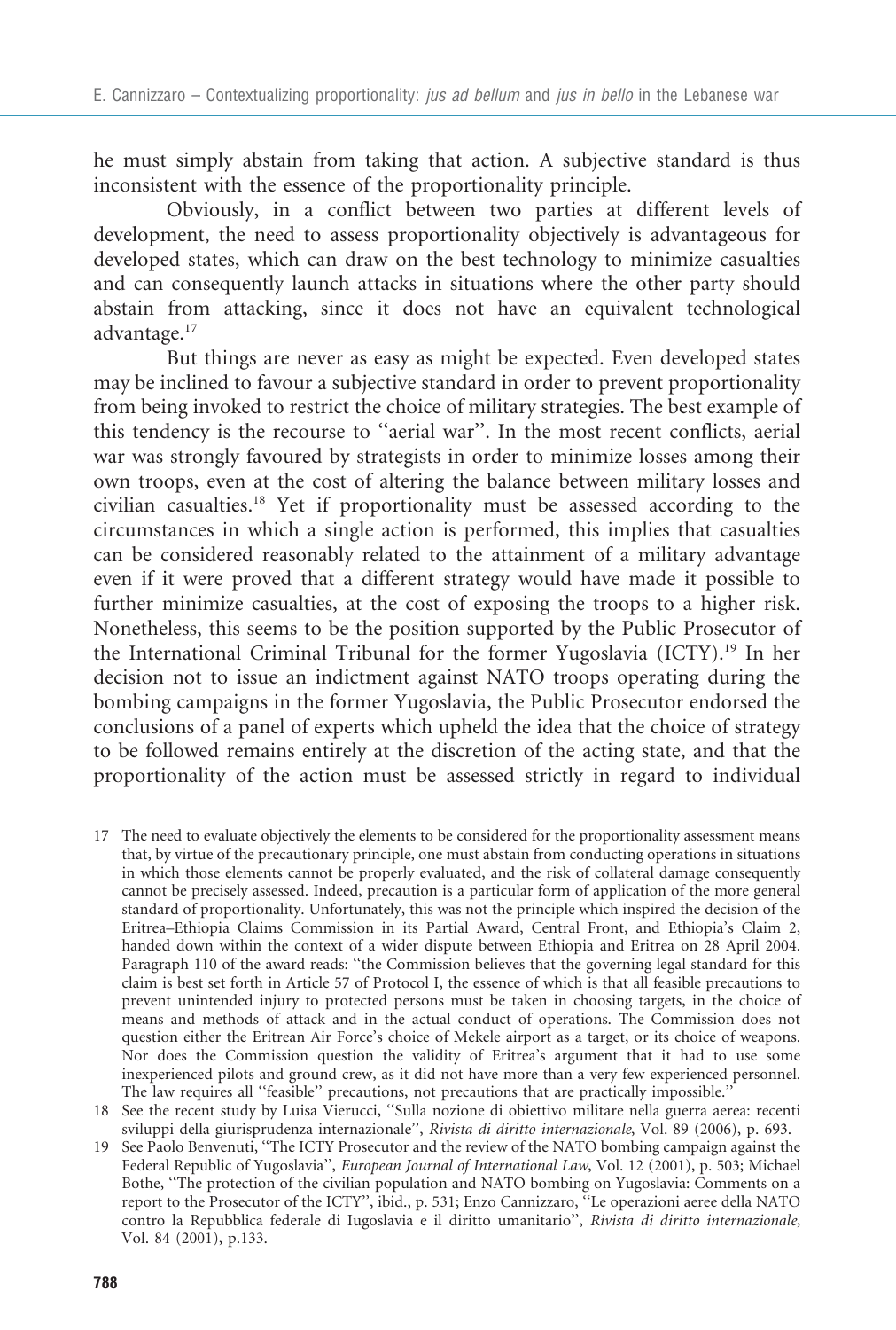he must simply abstain from taking that action. A subjective standard is thus inconsistent with the essence of the proportionality principle.

Obviously, in a conflict between two parties at different levels of development, the need to assess proportionality objectively is advantageous for developed states, which can draw on the best technology to minimize casualties and can consequently launch attacks in situations where the other party should abstain from attacking, since it does not have an equivalent technological advantage.[17]

But things are never as easy as might be expected. Even developed states may be inclined to favour a subjective standard in order to prevent proportionality from being invoked to restrict the choice of military strategies. The best example of this tendency is the recourse to ''aerial war''. In the most recent conflicts, aerial war was strongly favoured by strategists in order to minimize losses among their own troops, even at the cost of altering the balance between military losses and civilian casualties.[18] Yet if proportionality must be assessed according to the circumstances in which a single action is performed, this implies that casualties can be considered reasonably related to the attainment of a military advantage even if it were proved that a different strategy would have made it possible to further minimize casualties, at the cost of exposing the troops to a higher risk. Nonetheless, this seems to be the position supported by the Public Prosecutor of the International Criminal Tribunal for the former Yugoslavia (ICTY).[19] In her decision not to issue an indictment against NATO troops operating during the bombing campaigns in the former Yugoslavia, the Public Prosecutor endorsed the conclusions of a panel of experts which upheld the idea that the choice of strategy to be followed remains entirely at the discretion of the acting state, and that the proportionality of the action must be assessed strictly in regard to individual

---

17 The need to evaluate objectively the elements to be considered for the proportionality assessment means that, by virtue of the precautionary principle, one must abstain from conducting operations in situations in which those elements cannot be properly evaluated, and the risk of collateral damage consequently cannot be precisely assessed. Indeed, precaution is a particular form of application of the more general standard of proportionality. Unfortunately, this was not the principle which inspired the decision of the Eritrea–Ethiopia Claims Commission in its Partial Award, Central Front, and Ethiopia's Claim 2, handed down within the context of a wider dispute between Ethiopia and Eritrea on 28 April 2004. Paragraph 110 of the award reads: ''the Commission believes that the governing legal standard for this claim is best set forth in Article 57 of Protocol I, the essence of which is that all feasible precautions to prevent unintended injury to protected persons must be taken in choosing targets, in the choice of means and methods of attack and in the actual conduct of operations. The Commission does not question either the Eritrean Air Force's choice of Mekele airport as a target, or its choice of weapons. Nor does the Commission question the validity of Eritrea's argument that it had to use some inexperienced pilots and ground crew, as it did not have more than a very few experienced personnel. The law requires all ''feasible'' precautions, not precautions that are practically impossible.''

18 See the recent study by Luisa Vierucci, ''Sulla nozione di obiettivo militare nella guerra aerea: recenti sviluppi della giurisprudenza internazionale'', *Rivista di diritto internazionale*, Vol. 89 (2006), p. 693.

19 See Paolo Benvenuti, ''The ICTY Prosecutor and the review of the NATO bombing campaign against the Federal Republic of Yugoslavia'', *European Journal of International Law*, Vol. 12 (2001), p. 503; Michael Bothe, ''The protection of the civilian population and NATO bombing on Yugoslavia: Comments on a report to the Prosecutor of the ICTY'', ibid., p. 531; Enzo Cannizzaro, ''Le operazioni aeree della NATO contro la Repubblica federale di Iugoslavia e il diritto umanitario'', *Rivista di diritto internazionale*, Vol. 84 (2001), p.133.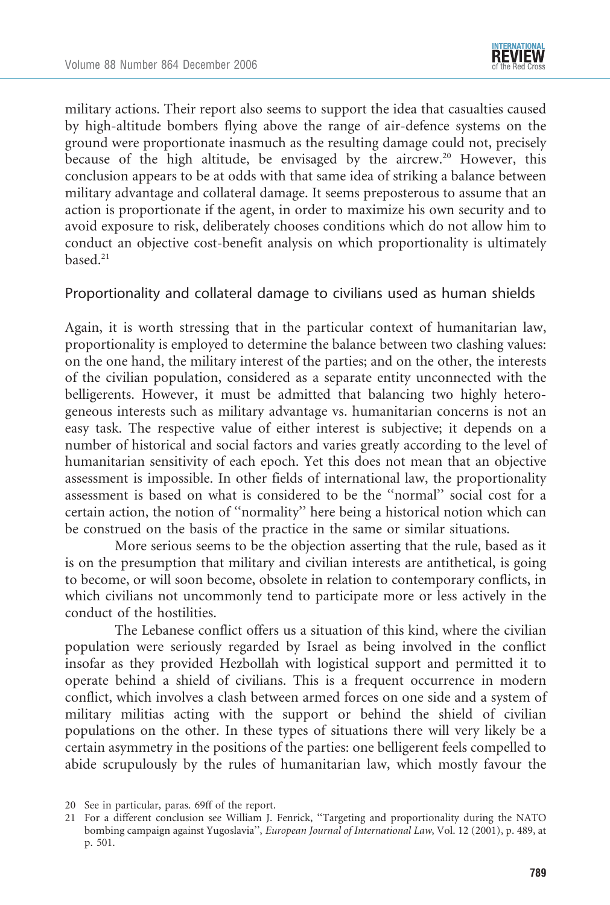military actions. Their report also seems to support the idea that casualties caused by high-altitude bombers flying above the range of air-defence systems on the ground were proportionate inasmuch as the resulting damage could not, precisely because of the high altitude, be envisaged by the aircrew.[20] However, this conclusion appears to be at odds with that same idea of striking a balance between military advantage and collateral damage. It seems preposterous to assume that an action is proportionate if the agent, in order to maximize his own security and to avoid exposure to risk, deliberately chooses conditions which do not allow him to conduct an objective cost-benefit analysis on which proportionality is ultimately based.[21]

## Proportionality and collateral damage to civilians used as human shields

Again, it is worth stressing that in the particular context of humanitarian law, proportionality is employed to determine the balance between two clashing values: on the one hand, the military interest of the parties; and on the other, the interests of the civilian population, considered as a separate entity unconnected with the belligerents. However, it must be admitted that balancing two highly heterogeneous interests such as military advantage vs. humanitarian concerns is not an easy task. The respective value of either interest is subjective; it depends on a number of historical and social factors and varies greatly according to the level of humanitarian sensitivity of each epoch. Yet this does not mean that an objective assessment is impossible. In other fields of international law, the proportionality assessment is based on what is considered to be the "normal" social cost for a certain action, the notion of "normality" here being a historical notion which can be construed on the basis of the practice in the same or similar situations.

More serious seems to be the objection asserting that the rule, based as it is on the presumption that military and civilian interests are antithetical, is going to become, or will soon become, obsolete in relation to contemporary conflicts, in which civilians not uncommonly tend to participate more or less actively in the conduct of the hostilities.

The Lebanese conflict offers us a situation of this kind, where the civilian population were seriously regarded by Israel as being involved in the conflict insofar as they provided Hezbollah with logistical support and permitted it to operate behind a shield of civilians. This is a frequent occurrence in modern conflict, which involves a clash between armed forces on one side and a system of military militias acting with the support or behind the shield of civilian populations on the other. In these types of situations there will very likely be a certain asymmetry in the positions of the parties: one belligerent feels compelled to abide scrupulously by the rules of humanitarian law, which mostly favour the

---

20 See in particular, paras. 69ff of the report.

21 For a different conclusion see William J. Fenrick, "Targeting and proportionality during the NATO bombing campaign against Yugoslavia", *European Journal of International Law*, Vol. 12 (2001), p. 489, at p. 501.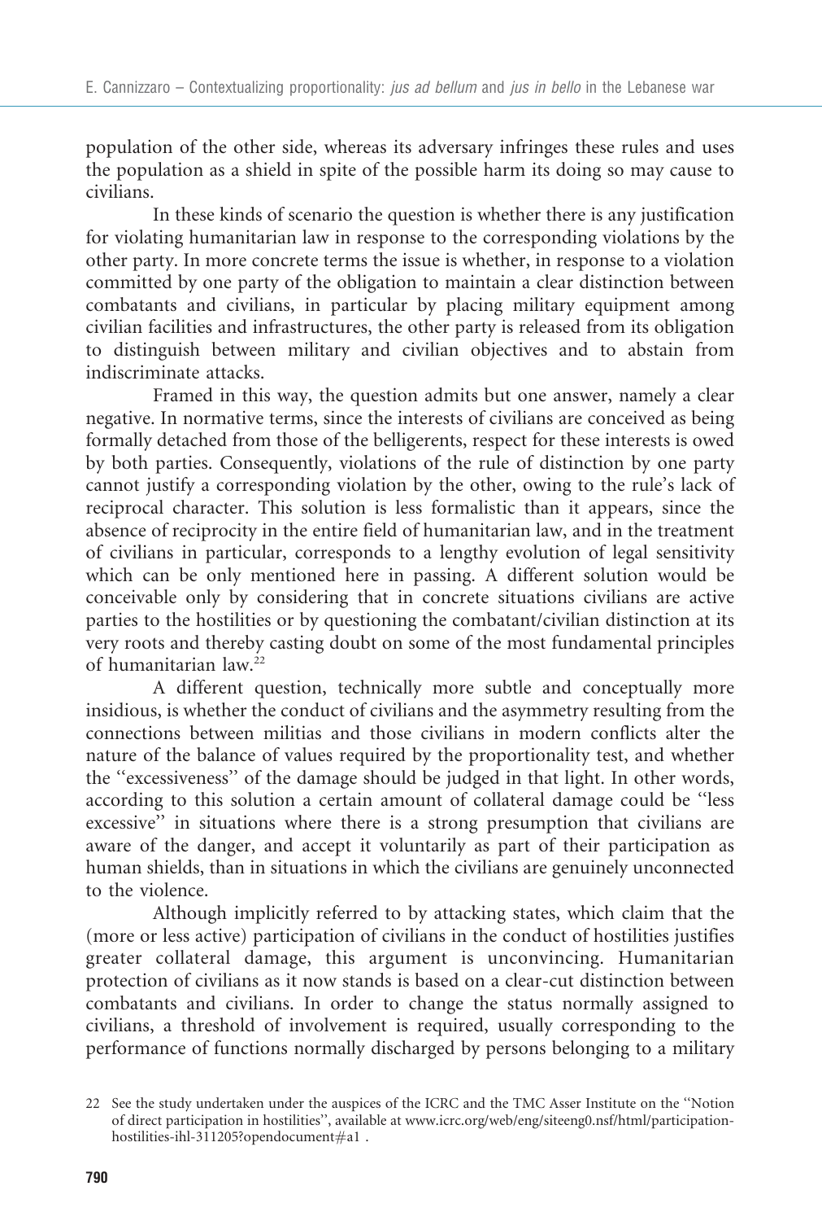population of the other side, whereas its adversary infringes these rules and uses the population as a shield in spite of the possible harm its doing so may cause to civilians.

In these kinds of scenario the question is whether there is any justification for violating humanitarian law in response to the corresponding violations by the other party. In more concrete terms the issue is whether, in response to a violation committed by one party of the obligation to maintain a clear distinction between combatants and civilians, in particular by placing military equipment among civilian facilities and infrastructures, the other party is released from its obligation to distinguish between military and civilian objectives and to abstain from indiscriminate attacks.

Framed in this way, the question admits but one answer, namely a clear negative. In normative terms, since the interests of civilians are conceived as being formally detached from those of the belligerents, respect for these interests is owed by both parties. Consequently, violations of the rule of distinction by one party cannot justify a corresponding violation by the other, owing to the rule's lack of reciprocal character. This solution is less formalistic than it appears, since the absence of reciprocity in the entire field of humanitarian law, and in the treatment of civilians in particular, corresponds to a lengthy evolution of legal sensitivity which can be only mentioned here in passing. A different solution would be conceivable only by considering that in concrete situations civilians are active parties to the hostilities or by questioning the combatant/civilian distinction at its very roots and thereby casting doubt on some of the most fundamental principles of humanitarian law.[22]

A different question, technically more subtle and conceptually more insidious, is whether the conduct of civilians and the asymmetry resulting from the connections between militias and those civilians in modern conflicts alter the nature of the balance of values required by the proportionality test, and whether the "excessiveness" of the damage should be judged in that light. In other words, according to this solution a certain amount of collateral damage could be "less excessive" in situations where there is a strong presumption that civilians are aware of the danger, and accept it voluntarily as part of their participation as human shields, than in situations in which the civilians are genuinely unconnected to the violence.

Although implicitly referred to by attacking states, which claim that the (more or less active) participation of civilians in the conduct of hostilities justifies greater collateral damage, this argument is unconvincing. Humanitarian protection of civilians as it now stands is based on a clear-cut distinction between combatants and civilians. In order to change the status normally assigned to civilians, a threshold of involvement is required, usually corresponding to the performance of functions normally discharged by persons belonging to a military

22 See the study undertaken under the auspices of the ICRC and the TMC Asser Institute on the "Notion of direct participation in hostilities", available at www.icrc.org/web/eng/siteeng0.nsf/html/participation-hostilities-ihl-311205?opendocument#a1 .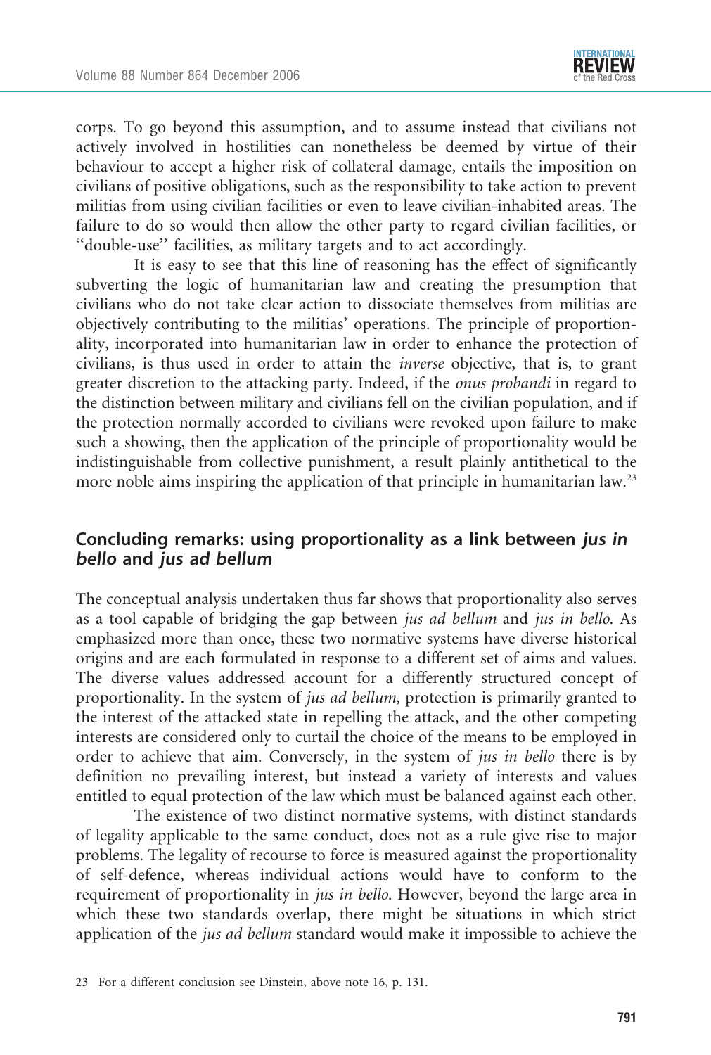corps. To go beyond this assumption, and to assume instead that civilians not actively involved in hostilities can nonetheless be deemed by virtue of their behaviour to accept a higher risk of collateral damage, entails the imposition on civilians of positive obligations, such as the responsibility to take action to prevent militias from using civilian facilities or even to leave civilian-inhabited areas. The failure to do so would then allow the other party to regard civilian facilities, or "double-use" facilities, as military targets and to act accordingly.

It is easy to see that this line of reasoning has the effect of significantly subverting the logic of humanitarian law and creating the presumption that civilians who do not take clear action to dissociate themselves from militias are objectively contributing to the militias' operations. The principle of proportionality, incorporated into humanitarian law in order to enhance the protection of civilians, is thus used in order to attain the *inverse* objective, that is, to grant greater discretion to the attacking party. Indeed, if the *onus probandi* in regard to the distinction between military and civilians fell on the civilian population, and if the protection normally accorded to civilians were revoked upon failure to make such a showing, then the application of the principle of proportionality would be indistinguishable from collective punishment, a result plainly antithetical to the more noble aims inspiring the application of that principle in humanitarian law.[23]

## Concluding remarks: using proportionality as a link between *jus in bello* and *jus ad bellum*

The conceptual analysis undertaken thus far shows that proportionality also serves as a tool capable of bridging the gap between *jus ad bellum* and *jus in bello*. As emphasized more than once, these two normative systems have diverse historical origins and are each formulated in response to a different set of aims and values. The diverse values addressed account for a differently structured concept of proportionality. In the system of *jus ad bellum*, protection is primarily granted to the interest of the attacked state in repelling the attack, and the other competing interests are considered only to curtail the choice of the means to be employed in order to achieve that aim. Conversely, in the system of *jus in bello* there is by definition no prevailing interest, but instead a variety of interests and values entitled to equal protection of the law which must be balanced against each other.

The existence of two distinct normative systems, with distinct standards of legality applicable to the same conduct, does not as a rule give rise to major problems. The legality of recourse to force is measured against the proportionality of self-defence, whereas individual actions would have to conform to the requirement of proportionality in *jus in bello*. However, beyond the large area in which these two standards overlap, there might be situations in which strict application of the *jus ad bellum* standard would make it impossible to achieve the

23 For a different conclusion see Dinstein, above note 16, p. 131.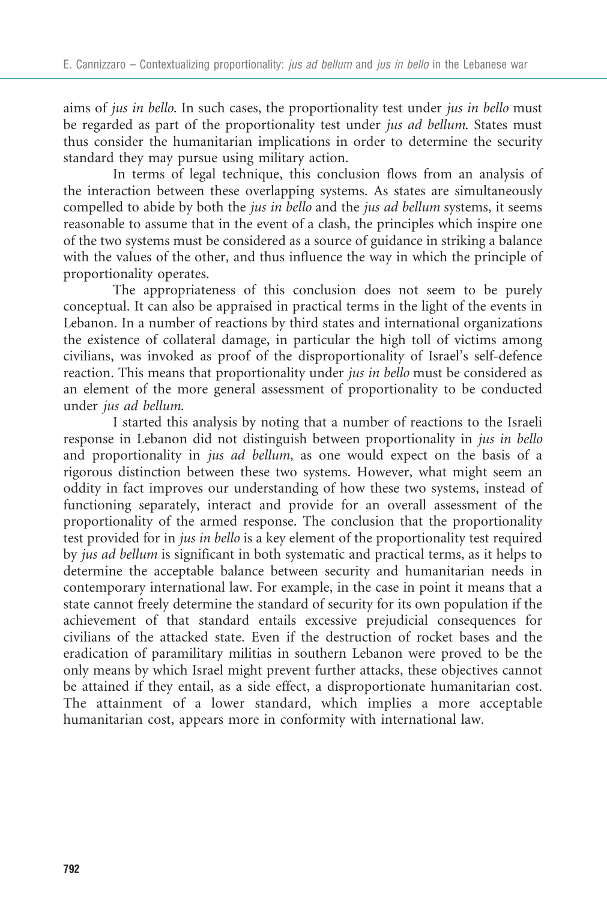aims of *jus in bello*. In such cases, the proportionality test under *jus in bello* must be regarded as part of the proportionality test under *jus ad bellum*. States must thus consider the humanitarian implications in order to determine the security standard they may pursue using military action.

In terms of legal technique, this conclusion flows from an analysis of the interaction between these overlapping systems. As states are simultaneously compelled to abide by both the *jus in bello* and the *jus ad bellum* systems, it seems reasonable to assume that in the event of a clash, the principles which inspire one of the two systems must be considered as a source of guidance in striking a balance with the values of the other, and thus influence the way in which the principle of proportionality operates.

The appropriateness of this conclusion does not seem to be purely conceptual. It can also be appraised in practical terms in the light of the events in Lebanon. In a number of reactions by third states and international organizations the existence of collateral damage, in particular the high toll of victims among civilians, was invoked as proof of the disproportionality of Israel's self-defence reaction. This means that proportionality under *jus in bello* must be considered as an element of the more general assessment of proportionality to be conducted under *jus ad bellum*.

I started this analysis by noting that a number of reactions to the Israeli response in Lebanon did not distinguish between proportionality in *jus in bello* and proportionality in *jus ad bellum*, as one would expect on the basis of a rigorous distinction between these two systems. However, what might seem an oddity in fact improves our understanding of how these two systems, instead of functioning separately, interact and provide for an overall assessment of the proportionality of the armed response. The conclusion that the proportionality test provided for in *jus in bello* is a key element of the proportionality test required by *jus ad bellum* is significant in both systematic and practical terms, as it helps to determine the acceptable balance between security and humanitarian needs in contemporary international law. For example, in the case in point it means that a state cannot freely determine the standard of security for its own population if the achievement of that standard entails excessive prejudicial consequences for civilians of the attacked state. Even if the destruction of rocket bases and the eradication of paramilitary militias in southern Lebanon were proved to be the only means by which Israel might prevent further attacks, these objectives cannot be attained if they entail, as a side effect, a disproportionate humanitarian cost. The attainment of a lower standard, which implies a more acceptable humanitarian cost, appears more in conformity with international law.